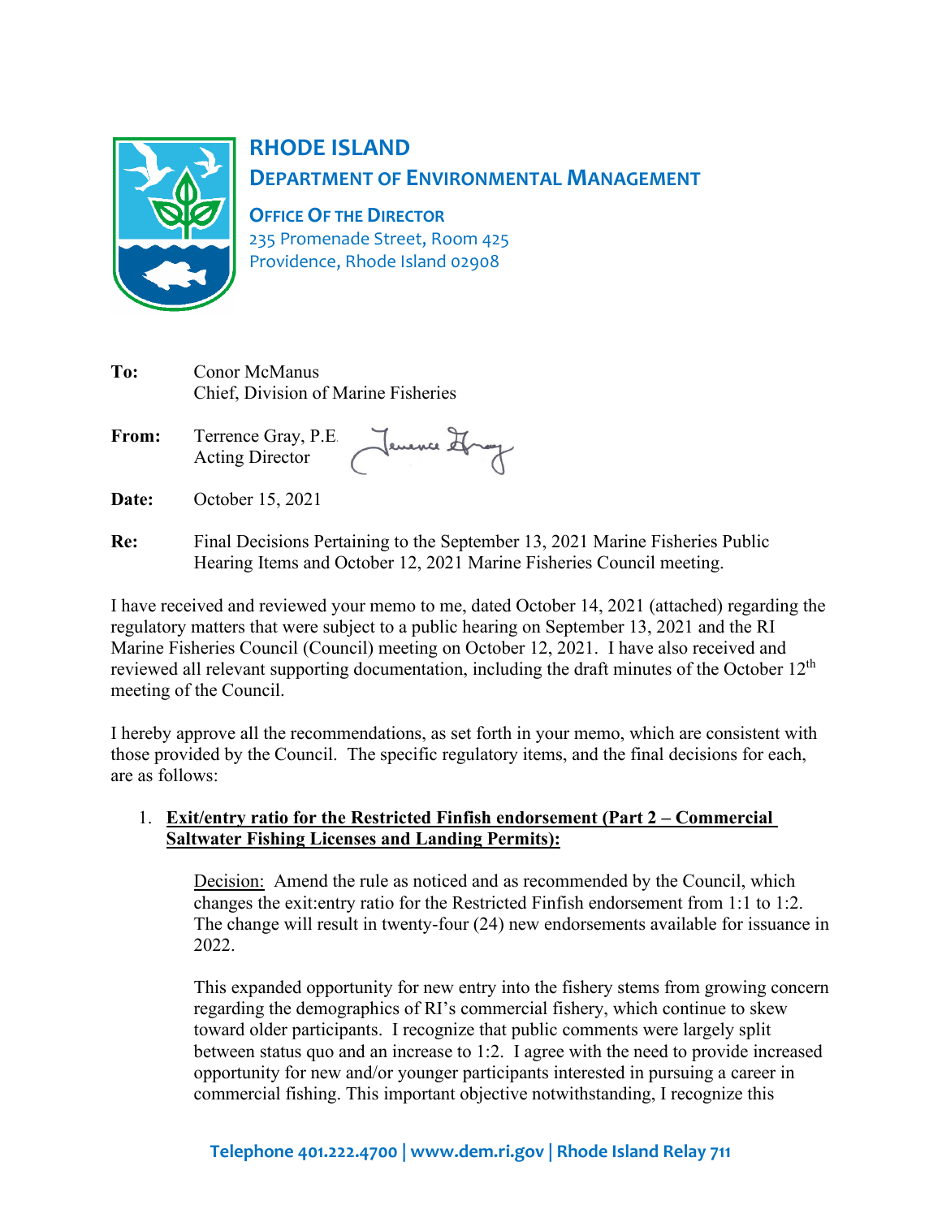# RHODE ISLAND

## DEPARTMENT OF ENVIRONMENTAL MANAGEMENT

**OFFICE OF THE DIRECTOR**
235 Promenade Street, Room 425
Providence, Rhode Island 02908

**To:** Conor McManus
Chief, Division of Marine Fisheries

**From:** Terrence Gray, P.E.
Acting Director

**Date:** October 15, 2021

**Re:** Final Decisions Pertaining to the September 13, 2021 Marine Fisheries Public Hearing Items and October 12, 2021 Marine Fisheries Council meeting.

I have received and reviewed your memo to me, dated October 14, 2021 (attached) regarding the regulatory matters that were subject to a public hearing on September 13, 2021 and the RI Marine Fisheries Council (Council) meeting on October 12, 2021. I have also received and reviewed all relevant supporting documentation, including the draft minutes of the October 12th meeting of the Council.

I hereby approve all the recommendations, as set forth in your memo, which are consistent with those provided by the Council. The specific regulatory items, and the final decisions for each, are as follows:

1. **Exit/entry ratio for the Restricted Finfish endorsement (Part 2 – Commercial Saltwater Fishing Licenses and Landing Permits):**

   Decision: Amend the rule as noticed and as recommended by the Council, which changes the exit:entry ratio for the Restricted Finfish endorsement from 1:1 to 1:2. The change will result in twenty-four (24) new endorsements available for issuance in 2022.

   This expanded opportunity for new entry into the fishery stems from growing concern regarding the demographics of RI's commercial fishery, which continue to skew toward older participants. I recognize that public comments were largely split between status quo and an increase to 1:2. I agree with the need to provide increased opportunity for new and/or younger participants interested in pursuing a career in commercial fishing. This important objective notwithstanding, I recognize this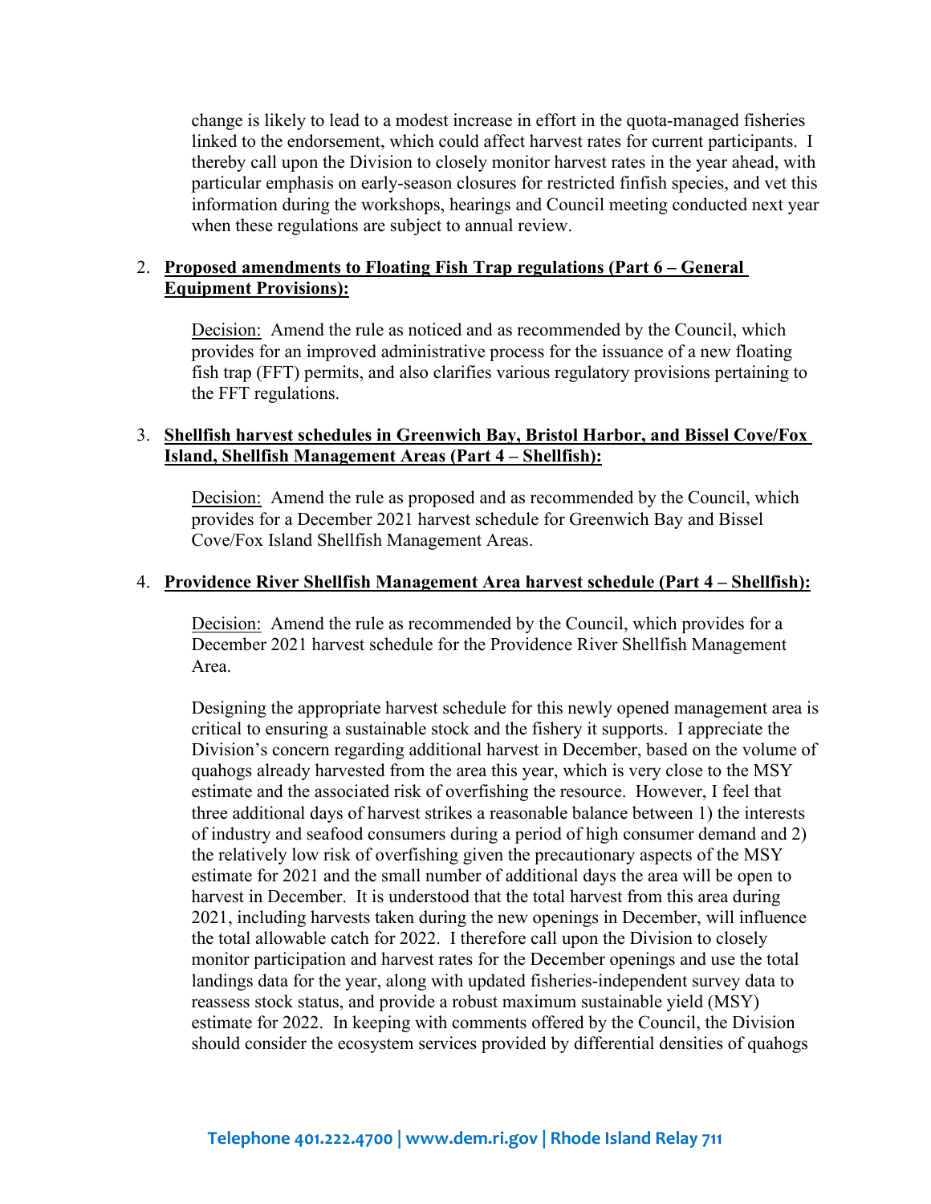change is likely to lead to a modest increase in effort in the quota-managed fisheries linked to the endorsement, which could affect harvest rates for current participants. I thereby call upon the Division to closely monitor harvest rates in the year ahead, with particular emphasis on early-season closures for restricted finfish species, and vet this information during the workshops, hearings and Council meeting conducted next year when these regulations are subject to annual review.

2. **Proposed amendments to Floating Fish Trap regulations (Part 6 – General Equipment Provisions):**

   Decision: Amend the rule as noticed and as recommended by the Council, which provides for an improved administrative process for the issuance of a new floating fish trap (FFT) permits, and also clarifies various regulatory provisions pertaining to the FFT regulations.

3. **Shellfish harvest schedules in Greenwich Bay, Bristol Harbor, and Bissel Cove/Fox Island, Shellfish Management Areas (Part 4 – Shellfish):**

   Decision: Amend the rule as proposed and as recommended by the Council, which provides for a December 2021 harvest schedule for Greenwich Bay and Bissel Cove/Fox Island Shellfish Management Areas.

4. **Providence River Shellfish Management Area harvest schedule (Part 4 – Shellfish):**

   Decision: Amend the rule as recommended by the Council, which provides for a December 2021 harvest schedule for the Providence River Shellfish Management Area.

   Designing the appropriate harvest schedule for this newly opened management area is critical to ensuring a sustainable stock and the fishery it supports. I appreciate the Division's concern regarding additional harvest in December, based on the volume of quahogs already harvested from the area this year, which is very close to the MSY estimate and the associated risk of overfishing the resource. However, I feel that three additional days of harvest strikes a reasonable balance between 1) the interests of industry and seafood consumers during a period of high consumer demand and 2) the relatively low risk of overfishing given the precautionary aspects of the MSY estimate for 2021 and the small number of additional days the area will be open to harvest in December. It is understood that the total harvest from this area during 2021, including harvests taken during the new openings in December, will influence the total allowable catch for 2022. I therefore call upon the Division to closely monitor participation and harvest rates for the December openings and use the total landings data for the year, along with updated fisheries-independent survey data to reassess stock status, and provide a robust maximum sustainable yield (MSY) estimate for 2022. In keeping with comments offered by the Council, the Division should consider the ecosystem services provided by differential densities of quahogs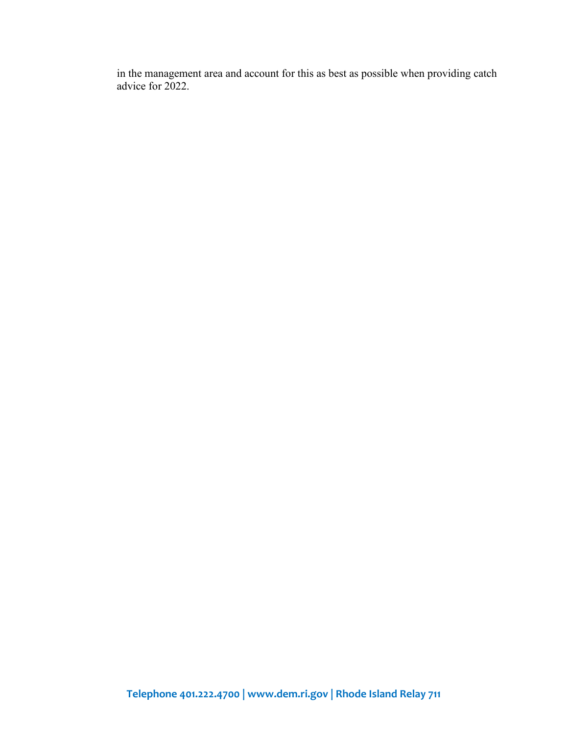in the management area and account for this as best as possible when providing catch advice for 2022.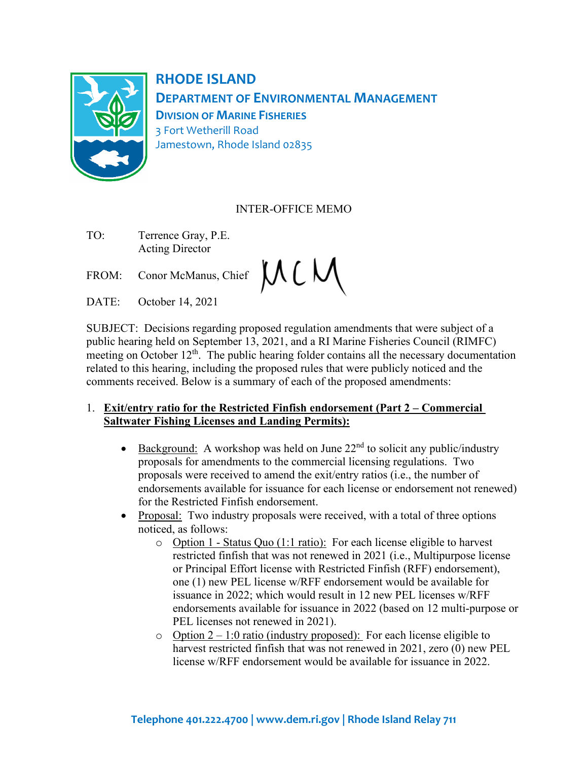# RHODE ISLAND

## DEPARTMENT OF ENVIRONMENTAL MANAGEMENT

### DIVISION OF MARINE FISHERIES

3 Fort Wetherill Road
Jamestown, Rhode Island 02835

INTER-OFFICE MEMO

TO: Terrence Gray, P.E.
Acting Director

FROM: Conor McManus, Chief MCM

DATE: October 14, 2021

SUBJECT: Decisions regarding proposed regulation amendments that were subject of a public hearing held on September 13, 2021, and a RI Marine Fisheries Council (RIMFC) meeting on October 12th. The public hearing folder contains all the necessary documentation related to this hearing, including the proposed rules that were publicly noticed and the comments received. Below is a summary of each of the proposed amendments:

1. **Exit/entry ratio for the Restricted Finfish endorsement (Part 2 – Commercial Saltwater Fishing Licenses and Landing Permits):**

   - Background: A workshop was held on June 22nd to solicit any public/industry proposals for amendments to the commercial licensing regulations. Two proposals were received to amend the exit/entry ratios (i.e., the number of endorsements available for issuance for each license or endorsement not renewed) for the Restricted Finfish endorsement.
   - Proposal: Two industry proposals were received, with a total of three options noticed, as follows:
     - Option 1 - Status Quo (1:1 ratio): For each license eligible to harvest restricted finfish that was not renewed in 2021 (i.e., Multipurpose license or Principal Effort license with Restricted Finfish (RFF) endorsement), one (1) new PEL license w/RFF endorsement would be available for issuance in 2022; which would result in 12 new PEL licenses w/RFF endorsements available for issuance in 2022 (based on 12 multi-purpose or PEL licenses not renewed in 2021).
     - Option 2 – 1:0 ratio (industry proposed): For each license eligible to harvest restricted finfish that was not renewed in 2021, zero (0) new PEL license w/RFF endorsement would be available for issuance in 2022.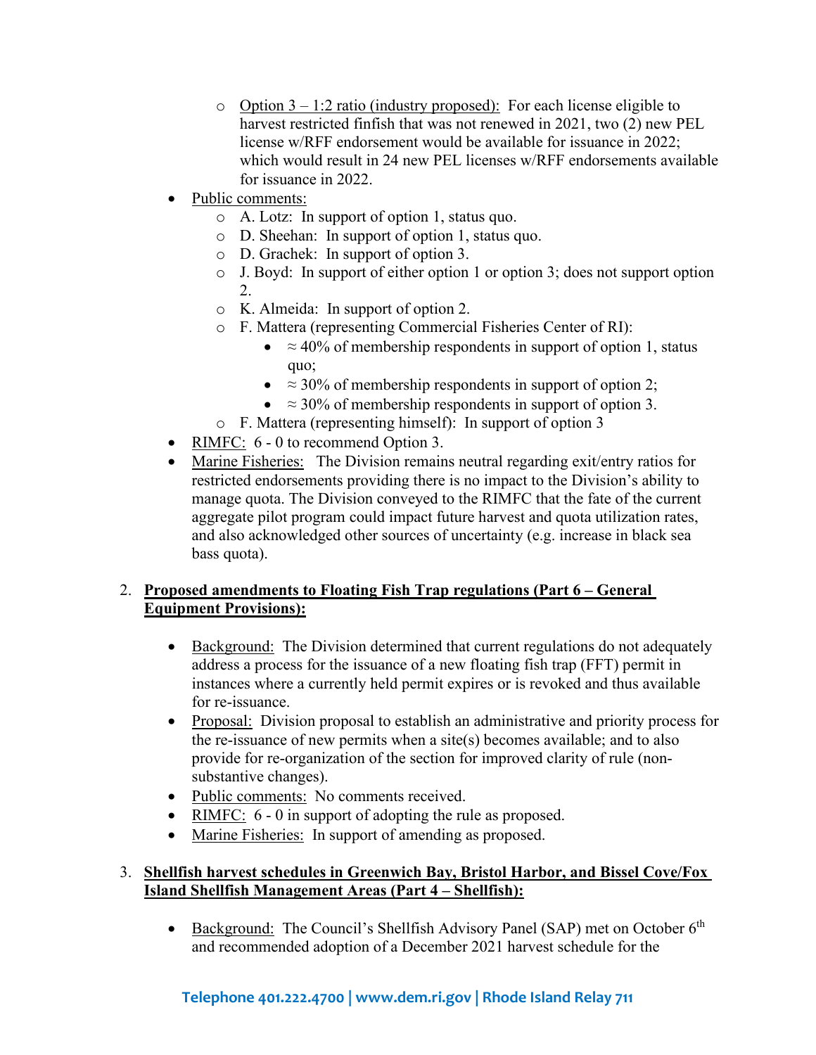- Option 3 – 1:2 ratio (industry proposed): For each license eligible to harvest restricted finfish that was not renewed in 2021, two (2) new PEL license w/RFF endorsement would be available for issuance in 2022; which would result in 24 new PEL licenses w/RFF endorsements available for issuance in 2022.
- Public comments:
  - A. Lotz: In support of option 1, status quo.
  - D. Sheehan: In support of option 1, status quo.
  - D. Grachek: In support of option 3.
  - J. Boyd: In support of either option 1 or option 3; does not support option 2.
  - K. Almeida: In support of option 2.
  - F. Mattera (representing Commercial Fisheries Center of RI):
    - ≈ 40% of membership respondents in support of option 1, status quo;
    - ≈ 30% of membership respondents in support of option 2;
    - ≈ 30% of membership respondents in support of option 3.
  - F. Mattera (representing himself): In support of option 3
- RIMFC: 6 - 0 to recommend Option 3.
- Marine Fisheries: The Division remains neutral regarding exit/entry ratios for restricted endorsements providing there is no impact to the Division's ability to manage quota. The Division conveyed to the RIMFC that the fate of the current aggregate pilot program could impact future harvest and quota utilization rates, and also acknowledged other sources of uncertainty (e.g. increase in black sea bass quota).

2. **Proposed amendments to Floating Fish Trap regulations (Part 6 – General Equipment Provisions):**

   - Background: The Division determined that current regulations do not adequately address a process for the issuance of a new floating fish trap (FFT) permit in instances where a currently held permit expires or is revoked and thus available for re-issuance.
   - Proposal: Division proposal to establish an administrative and priority process for the re-issuance of new permits when a site(s) becomes available; and to also provide for re-organization of the section for improved clarity of rule (non-substantive changes).
   - Public comments: No comments received.
   - RIMFC: 6 - 0 in support of adopting the rule as proposed.
   - Marine Fisheries: In support of amending as proposed.

3. **Shellfish harvest schedules in Greenwich Bay, Bristol Harbor, and Bissel Cove/Fox Island Shellfish Management Areas (Part 4 – Shellfish):**

   - Background: The Council's Shellfish Advisory Panel (SAP) met on October 6th and recommended adoption of a December 2021 harvest schedule for the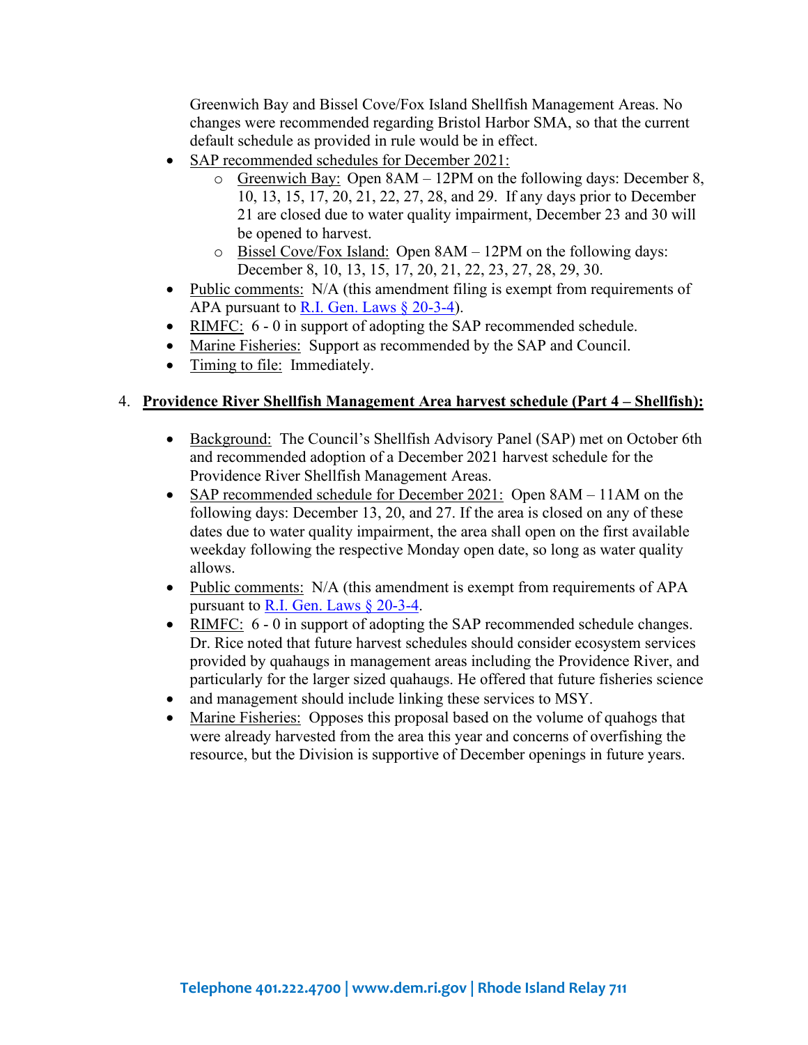Greenwich Bay and Bissel Cove/Fox Island Shellfish Management Areas. No changes were recommended regarding Bristol Harbor SMA, so that the current default schedule as provided in rule would be in effect.

- SAP recommended schedules for December 2021:
  - Greenwich Bay: Open 8AM – 12PM on the following days: December 8, 10, 13, 15, 17, 20, 21, 22, 27, 28, and 29. If any days prior to December 21 are closed due to water quality impairment, December 23 and 30 will be opened to harvest.
  - Bissel Cove/Fox Island: Open 8AM – 12PM on the following days: December 8, 10, 13, 15, 17, 20, 21, 22, 23, 27, 28, 29, 30.
- Public comments: N/A (this amendment filing is exempt from requirements of APA pursuant to R.I. Gen. Laws § 20-3-4).
- RIMFC: 6 - 0 in support of adopting the SAP recommended schedule.
- Marine Fisheries: Support as recommended by the SAP and Council.
- Timing to file: Immediately.

4. **Providence River Shellfish Management Area harvest schedule (Part 4 – Shellfish):**

- Background: The Council's Shellfish Advisory Panel (SAP) met on October 6th and recommended adoption of a December 2021 harvest schedule for the Providence River Shellfish Management Areas.
- SAP recommended schedule for December 2021: Open 8AM – 11AM on the following days: December 13, 20, and 27. If the area is closed on any of these dates due to water quality impairment, the area shall open on the first available weekday following the respective Monday open date, so long as water quality allows.
- Public comments: N/A (this amendment is exempt from requirements of APA pursuant to R.I. Gen. Laws § 20-3-4.
- RIMFC: 6 - 0 in support of adopting the SAP recommended schedule changes. Dr. Rice noted that future harvest schedules should consider ecosystem services provided by quahaugs in management areas including the Providence River, and particularly for the larger sized quahaugs. He offered that future fisheries science
- and management should include linking these services to MSY.
- Marine Fisheries: Opposes this proposal based on the volume of quahogs that were already harvested from the area this year and concerns of overfishing the resource, but the Division is supportive of December openings in future years.